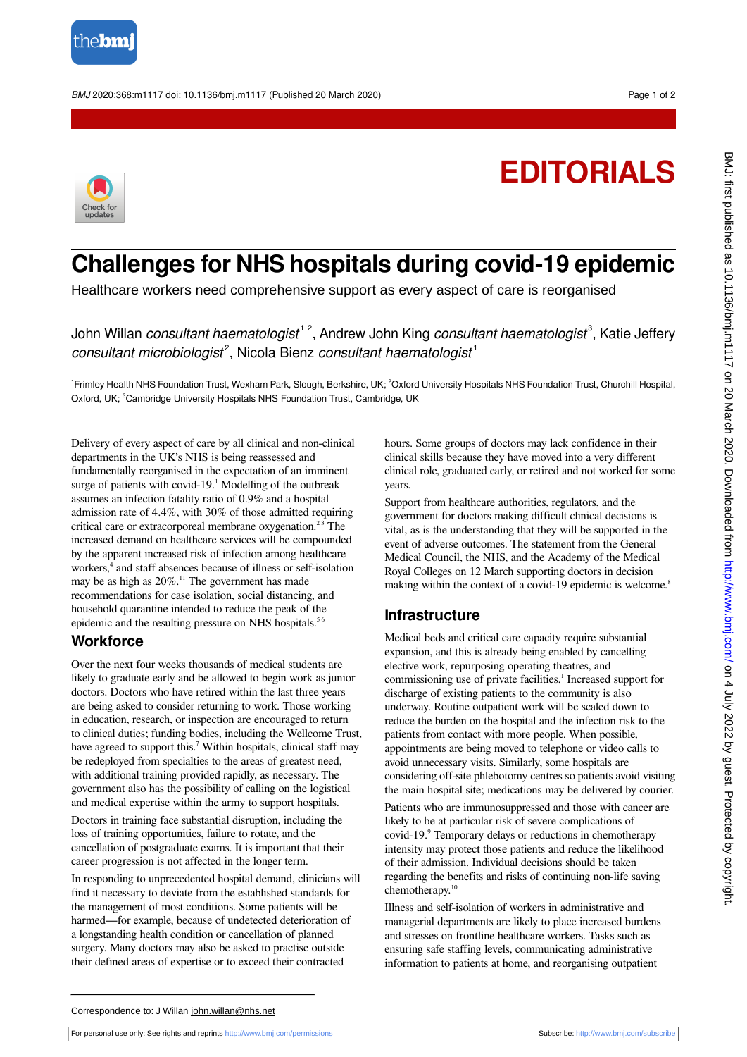# EDITORIALS

## Challenges for NHS hospitals during covid-19 epidemic

Healthcare workers need comprehensive support as every aspect of care is reorganised

John Willan *consultant haematologist*[1,2], Andrew John King *consultant haematologist*[3], Katie Jeffery *consultant microbiologist*[2], Nicola Bienz *consultant haematologist*[1]

[1]Frimley Health NHS Foundation Trust, Wexham Park, Slough, Berkshire, UK; [2]Oxford University Hospitals NHS Foundation Trust, Churchill Hospital, Oxford, UK; [3]Cambridge University Hospitals NHS Foundation Trust, Cambridge, UK

Delivery of every aspect of care by all clinical and non-clinical departments in the UK's NHS is being reassessed and fundamentally reorganised in the expectation of an imminent surge of patients with covid-19.[1] Modelling of the outbreak assumes an infection fatality ratio of 0.9% and a hospital admission rate of 4.4%, with 30% of those admitted requiring critical care or extracorporeal membrane oxygenation.[2,3] The increased demand on healthcare services will be compounded by the apparent increased risk of infection among healthcare workers,[4] and staff absences because of illness or self-isolation may be as high as 20%.[11] The government has made recommendations for case isolation, social distancing, and household quarantine intended to reduce the peak of the epidemic and the resulting pressure on NHS hospitals.[5,6]

### Workforce

Over the next four weeks thousands of medical students are likely to graduate early and be allowed to begin work as junior doctors. Doctors who have retired within the last three years are being asked to consider returning to work. Those working in education, research, or inspection are encouraged to return to clinical duties; funding bodies, including the Wellcome Trust, have agreed to support this.[7] Within hospitals, clinical staff may be redeployed from specialties to the areas of greatest need, with additional training provided rapidly, as necessary. The government also has the possibility of calling on the logistical and medical expertise within the army to support hospitals.

Doctors in training face substantial disruption, including the loss of training opportunities, failure to rotate, and the cancellation of postgraduate exams. It is important that their career progression is not affected in the longer term.

In responding to unprecedented hospital demand, clinicians will find it necessary to deviate from the established standards for the management of most conditions. Some patients will be harmed—for example, because of undetected deterioration of a longstanding health condition or cancellation of planned surgery. Many doctors may also be asked to practise outside their defined areas of expertise or to exceed their contracted hours. Some groups of doctors may lack confidence in their clinical skills because they have moved into a very different clinical role, graduated early, or retired and not worked for some years.

Support from healthcare authorities, regulators, and the government for doctors making difficult clinical decisions is vital, as is the understanding that they will be supported in the event of adverse outcomes. The statement from the General Medical Council, the NHS, and the Academy of the Medical Royal Colleges on 12 March supporting doctors in decision making within the context of a covid-19 epidemic is welcome.[8]

### Infrastructure

Medical beds and critical care capacity require substantial expansion, and this is already being enabled by cancelling elective work, repurposing operating theatres, and commissioning use of private facilities.[1] Increased support for discharge of existing patients to the community is also underway. Routine outpatient work will be scaled down to reduce the burden on the hospital and the infection risk to the patients from contact with more people. When possible, appointments are being moved to telephone or video calls to avoid unnecessary visits. Similarly, some hospitals are considering off-site phlebotomy centres so patients avoid visiting the main hospital site; medications may be delivered by courier.

Patients who are immunosuppressed and those with cancer are likely to be at particular risk of severe complications of covid-19.[9] Temporary delays or reductions in chemotherapy intensity may protect those patients and reduce the likelihood of their admission. Individual decisions should be taken regarding the benefits and risks of continuing non-life saving chemotherapy.[10]

Illness and self-isolation of workers in administrative and managerial departments are likely to place increased burdens and stresses on frontline healthcare workers. Tasks such as ensuring safe staffing levels, communicating administrative information to patients at home, and reorganising outpatient

Correspondence to: J Willan john.willan@nhs.net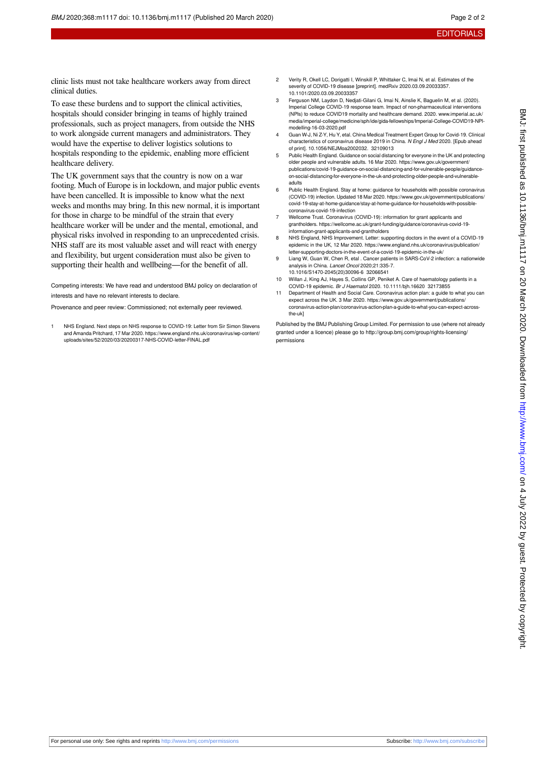clinic lists must not take healthcare workers away from direct clinical duties.

To ease these burdens and to support the clinical activities, hospitals should consider bringing in teams of highly trained professionals, such as project managers, from outside the NHS to work alongside current managers and administrators. They would have the expertise to deliver logistics solutions to hospitals responding to the epidemic, enabling more efficient healthcare delivery.

The UK government says that the country is now on a war footing. Much of Europe is in lockdown, and major public events have been cancelled. It is impossible to know what the next weeks and months may bring. In this new normal, it is important for those in charge to be mindful of the strain that every healthcare worker will be under and the mental, emotional, and physical risks involved in responding to an unprecedented crisis. NHS staff are its most valuable asset and will react with energy and flexibility, but urgent consideration must also be given to supporting their health and wellbeing—for the benefit of all.

Competing interests: We have read and understood BMJ policy on declaration of interests and have no relevant interests to declare.

Provenance and peer review: Commissioned; not externally peer reviewed.

1. NHS England. Next steps on NHS response to COVID-19: Letter from Sir Simon Stevens and Amanda Pritchard, 17 Mar 2020. https://www.england.nhs.uk/coronavirus/wp-content/uploads/sites/52/2020/03/20200317-NHS-COVID-letter-FINAL.pdf
2. Verity R, Okell LC, Dorigatti I, Winskill P, Whittaker C, Imai N, et al. Estimates of the severity of COVID-19 disease [preprint]. medRxiv 2020.03.09.20033357. 10.1101/2020.03.09.20033357
3. Ferguson NM, Laydon D, Nedjati-Gilani G, Imai N, Ainslie K, Baguelin M, et al. (2020). Imperial College COVID-19 response team. Impact of non-pharmaceutical interventions (NPIs) to reduce COVID19 mortality and healthcare demand. 2020. www.imperial.ac.uk/media/imperial-college/medicine/sph/ide/gida-fellowships/Imperial-College-COVID19-NPI-modelling-16-03-2020.pdf
4. Guan W-J, Ni Z-Y, Hu Y, etal. China Medical Treatment Expert Group for Covid-19. Clinical characteristics of coronavirus disease 2019 in China. *N Engl J Med* 2020. [Epub ahead of print]. 10.1056/NEJMoa2002032. 32109013
5. Public Health England. Guidance on social distancing for everyone in the UK and protecting older people and vulnerable adults. 16 Mar 2020. https://www.gov.uk/government/publications/covid-19-guidance-on-social-distancing-and-for-vulnerable-people/guidance-on-social-distancing-for-everyone-in-the-uk-and-protecting-older-people-and-vulnerable-adults
6. Public Health England. Stay at home: guidance for households with possible coronavirus (COVID-19) infection. Updated 18 Mar 2020. https://www.gov.uk/government/publications/covid-19-stay-at-home-guidance/stay-at-home-guidance-for-households-with-possible-coronavirus-covid-19-infection
7. Wellcome Trust. Coronavirus (COVID-19): information for grant applicants and grantholders. https://wellcome.ac.uk/grant-funding/guidance/coronavirus-covid-19-information-grant-applicants-and-grantholders
8. NHS England, NHS Improvement. Letter: supporting doctors in the event of a COVID-19 epidemic in the UK, 12 Mar 2020. https://www.england.nhs.uk/coronavirus/publication/letter-supporting-doctors-in-the-event-of-a-covid-19-epidemic-in-the-uk/
9. Liang W, Guan W, Chen R, etal . Cancer patients in SARS-CoV-2 infection: a nationwide analysis in China. *Lancet Oncol* 2020;21:335-7. 10.1016/S1470-2045(20)30096-6 32066541
10. Willan J, King AJ, Hayes S, Collins GP, Peniket A. Care of haematology patients in a COVID-19 epidemic. *Br J Haematol* 2020. 10.1111/bjh.16620 32173855
11. Department of Health and Social Care. Coronavirus action plan: a guide to what you can expect across the UK. 3 Mar 2020. https://www.gov.uk/government/publications/coronavirus-action-plan/coronavirus-action-plan-a-guide-to-what-you-can-expect-across-the-uk]

Published by the BMJ Publishing Group Limited. For permission to use (where not already granted under a licence) please go to http://group.bmj.com/group/rights-licensing/permissions